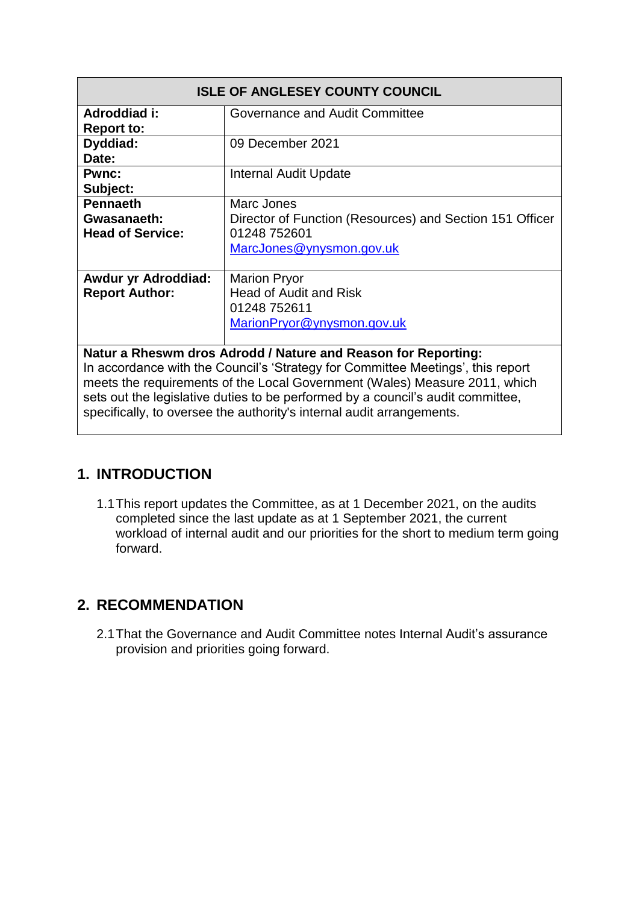| ISLE OF ANGLESEY COUNTY COUNCIL | |
|---|---|
| **Adroddiad i:**<br>**Report to:** | Governance and Audit Committee |
| **Dyddiad:**<br>**Date:** | 09 December 2021 |
| **Pwnc:**<br>**Subject:** | Internal Audit Update |
| **Pennaeth Gwasanaeth:**<br>**Head of Service:** | Marc Jones<br>Director of Function (Resources) and Section 151 Officer<br>01248 752601<br>MarcJones@ynysmon.gov.uk |
| **Awdur yr Adroddiad:**<br>**Report Author:** | Marion Pryor<br>Head of Audit and Risk<br>01248 752611<br>MarionPryor@ynysmon.gov.uk |
| **Natur a Rheswm dros Adrodd / Nature and Reason for Reporting:**<br>In accordance with the Council's 'Strategy for Committee Meetings', this report meets the requirements of the Local Government (Wales) Measure 2011, which sets out the legislative duties to be performed by a council's audit committee, specifically, to oversee the authority's internal audit arrangements. | |

## 1. INTRODUCTION

1.1 This report updates the Committee, as at 1 December 2021, on the audits completed since the last update as at 1 September 2021, the current workload of internal audit and our priorities for the short to medium term going forward.

## 2. RECOMMENDATION

2.1 That the Governance and Audit Committee notes Internal Audit's assurance provision and priorities going forward.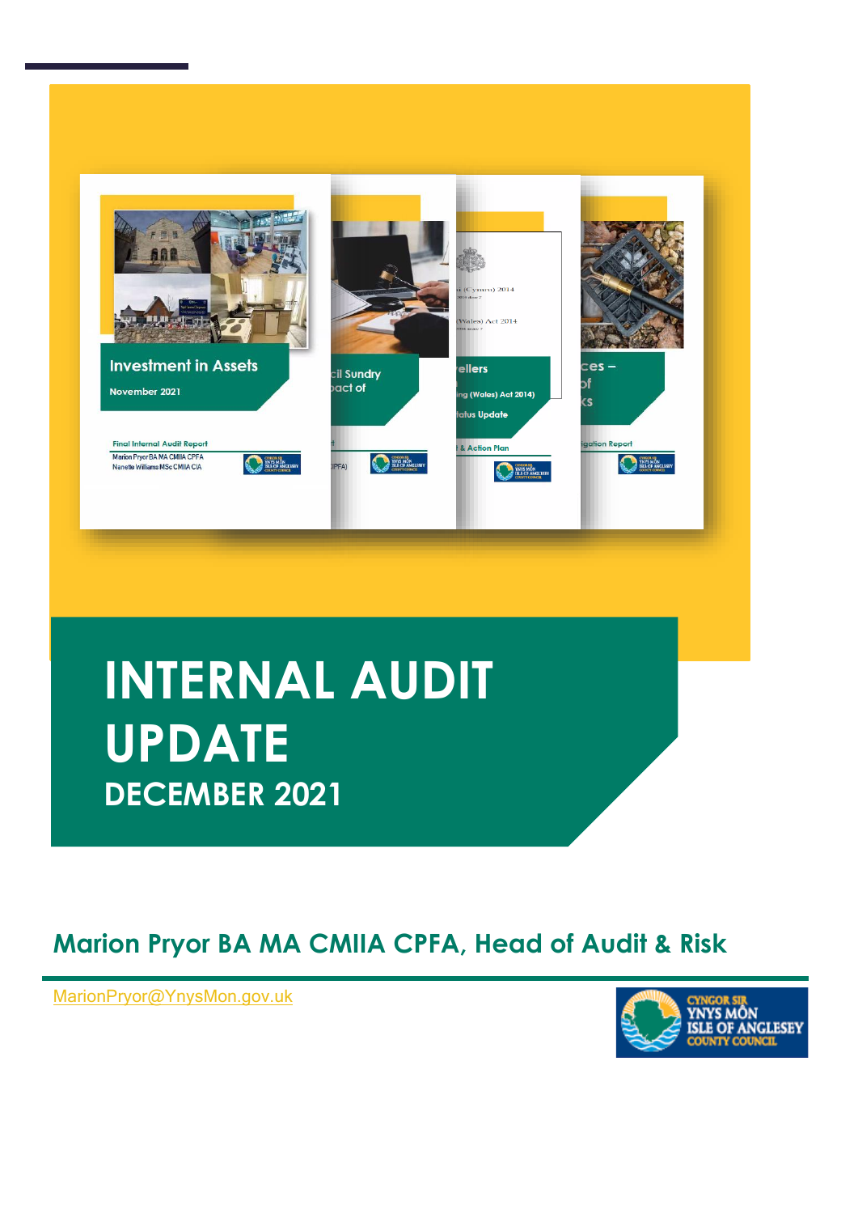# INTERNAL AUDIT UPDATE

## DECEMBER 2021

**Marion Pryor BA MA CMIIA CPFA, Head of Audit & Risk**

MarionPryor@YnysMon.gov.uk

CYNGOR SIR YNYS MÔN ISLE OF ANGLESEY COUNTY COUNCIL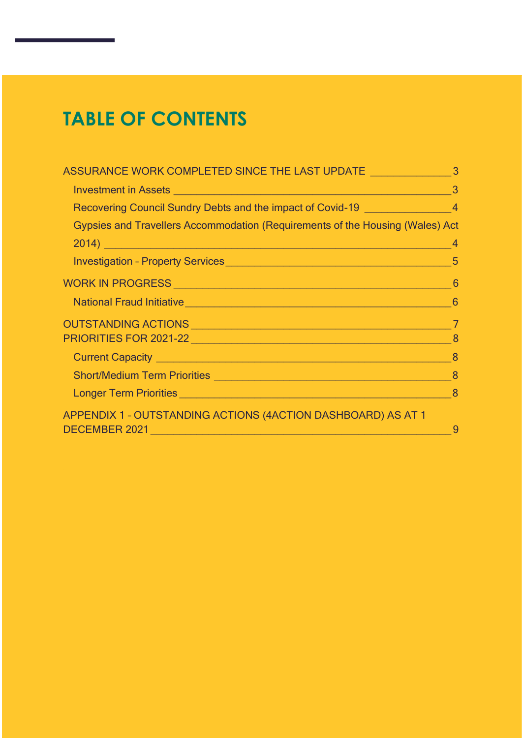# TABLE OF CONTENTS

- ASSURANCE WORK COMPLETED SINCE THE LAST UPDATE ______________ 3
  - Investment in Assets ______________ 3
  - Recovering Council Sundry Debts and the impact of Covid-19 ______________ 4
  - Gypsies and Travellers Accommodation (Requirements of the Housing (Wales) Act 2014) ______________ 4
  - Investigation – Property Services ______________ 5
- WORK IN PROGRESS ______________ 6
  - National Fraud Initiative ______________ 6
- OUTSTANDING ACTIONS ______________ 7
- PRIORITIES FOR 2021-22 ______________ 8
  - Current Capacity ______________ 8
  - Short/Medium Term Priorities ______________ 8
  - Longer Term Priorities ______________ 8
- APPENDIX 1 – OUTSTANDING ACTIONS (4ACTION DASHBOARD) AS AT 1 DECEMBER 2021 ______________ 9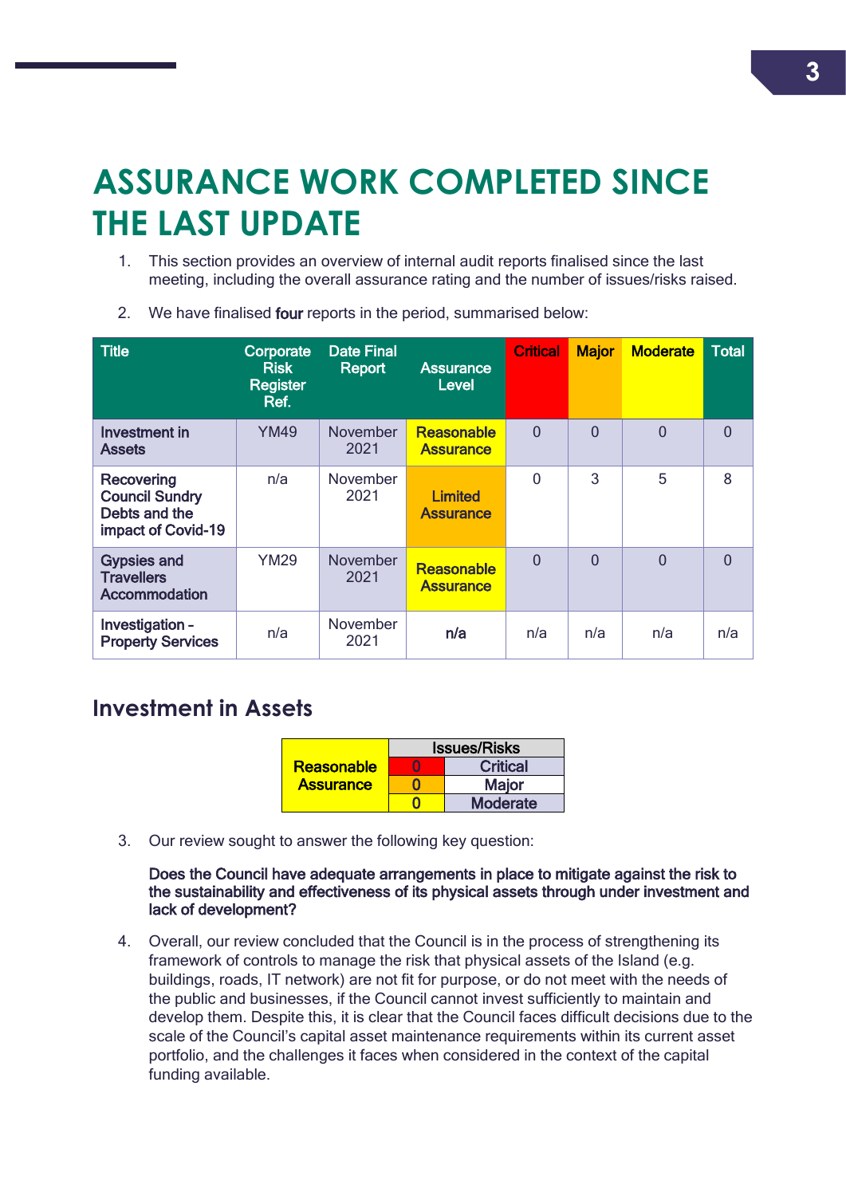# ASSURANCE WORK COMPLETED SINCE THE LAST UPDATE

1. This section provides an overview of internal audit reports finalised since the last meeting, including the overall assurance rating and the number of issues/risks raised.

2. We have finalised **four** reports in the period, summarised below:

| Title | Corporate Risk Register Ref. | Date Final Report | Assurance Level | Critical | Major | Moderate | Total |
|---|---|---|---|---|---|---|---|
| Investment in Assets | YM49 | November 2021 | Reasonable Assurance | 0 | 0 | 0 | 0 |
| Recovering Council Sundry Debts and the impact of Covid-19 | n/a | November 2021 | Limited Assurance | 0 | 3 | 5 | 8 |
| Gypsies and Travellers Accommodation | YM29 | November 2021 | Reasonable Assurance | 0 | 0 | 0 | 0 |
| Investigation - Property Services | n/a | November 2021 | n/a | n/a | n/a | n/a | n/a |

## Investment in Assets

| Reasonable Assurance | Issues/Risks | |
|---|---|---|
| | 0 | Critical |
| | 0 | Major |
| | 0 | Moderate |

3. Our review sought to answer the following key question:

   **Does the Council have adequate arrangements in place to mitigate against the risk to the sustainability and effectiveness of its physical assets through under investment and lack of development?**

4. Overall, our review concluded that the Council is in the process of strengthening its framework of controls to manage the risk that physical assets of the Island (e.g. buildings, roads, IT network) are not fit for purpose, or do not meet with the needs of the public and businesses, if the Council cannot invest sufficiently to maintain and develop them. Despite this, it is clear that the Council faces difficult decisions due to the scale of the Council's capital asset maintenance requirements within its current asset portfolio, and the challenges it faces when considered in the context of the capital funding available.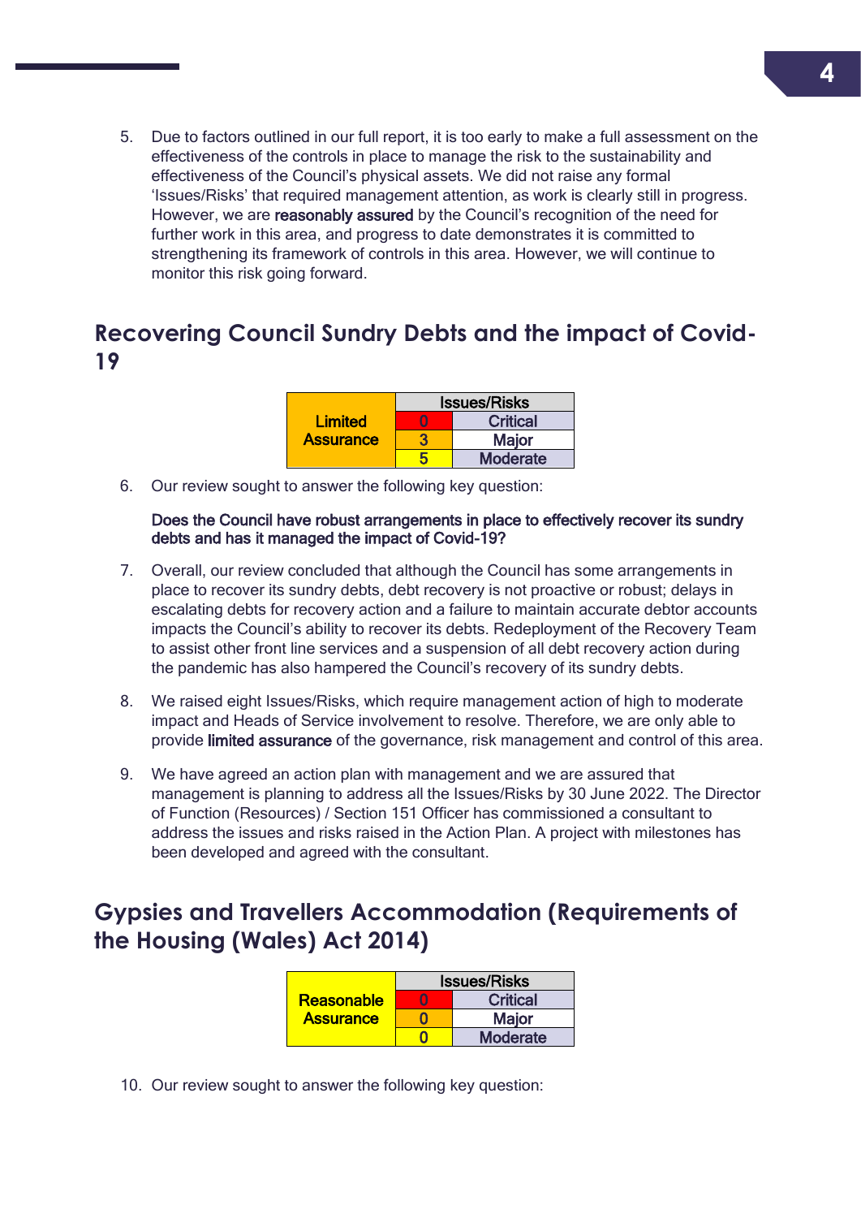5. Due to factors outlined in our full report, it is too early to make a full assessment on the effectiveness of the controls in place to manage the risk to the sustainability and effectiveness of the Council's physical assets. We did not raise any formal 'Issues/Risks' that required management attention, as work is clearly still in progress. However, we are **reasonably assured** by the Council's recognition of the need for further work in this area, and progress to date demonstrates it is committed to strengthening its framework of controls in this area. However, we will continue to monitor this risk going forward.

## Recovering Council Sundry Debts and the impact of Covid-19

| Limited Assurance | Issues/Risks | |
|---|---|---|
| | 0 | Critical |
| | 3 | Major |
| | 5 | Moderate |

6. Our review sought to answer the following key question:

   **Does the Council have robust arrangements in place to effectively recover its sundry debts and has it managed the impact of Covid-19?**

7. Overall, our review concluded that although the Council has some arrangements in place to recover its sundry debts, debt recovery is not proactive or robust; delays in escalating debts for recovery action and a failure to maintain accurate debtor accounts impacts the Council's ability to recover its debts. Redeployment of the Recovery Team to assist other front line services and a suspension of all debt recovery action during the pandemic has also hampered the Council's recovery of its sundry debts.

8. We raised eight Issues/Risks, which require management action of high to moderate impact and Heads of Service involvement to resolve. Therefore, we are only able to provide **limited assurance** of the governance, risk management and control of this area.

9. We have agreed an action plan with management and we are assured that management is planning to address all the Issues/Risks by 30 June 2022. The Director of Function (Resources) / Section 151 Officer has commissioned a consultant to address the issues and risks raised in the Action Plan. A project with milestones has been developed and agreed with the consultant.

## Gypsies and Travellers Accommodation (Requirements of the Housing (Wales) Act 2014)

| Reasonable Assurance | Issues/Risks | |
|---|---|---|
| | 0 | Critical |
| | 0 | Major |
| | 0 | Moderate |

10. Our review sought to answer the following key question: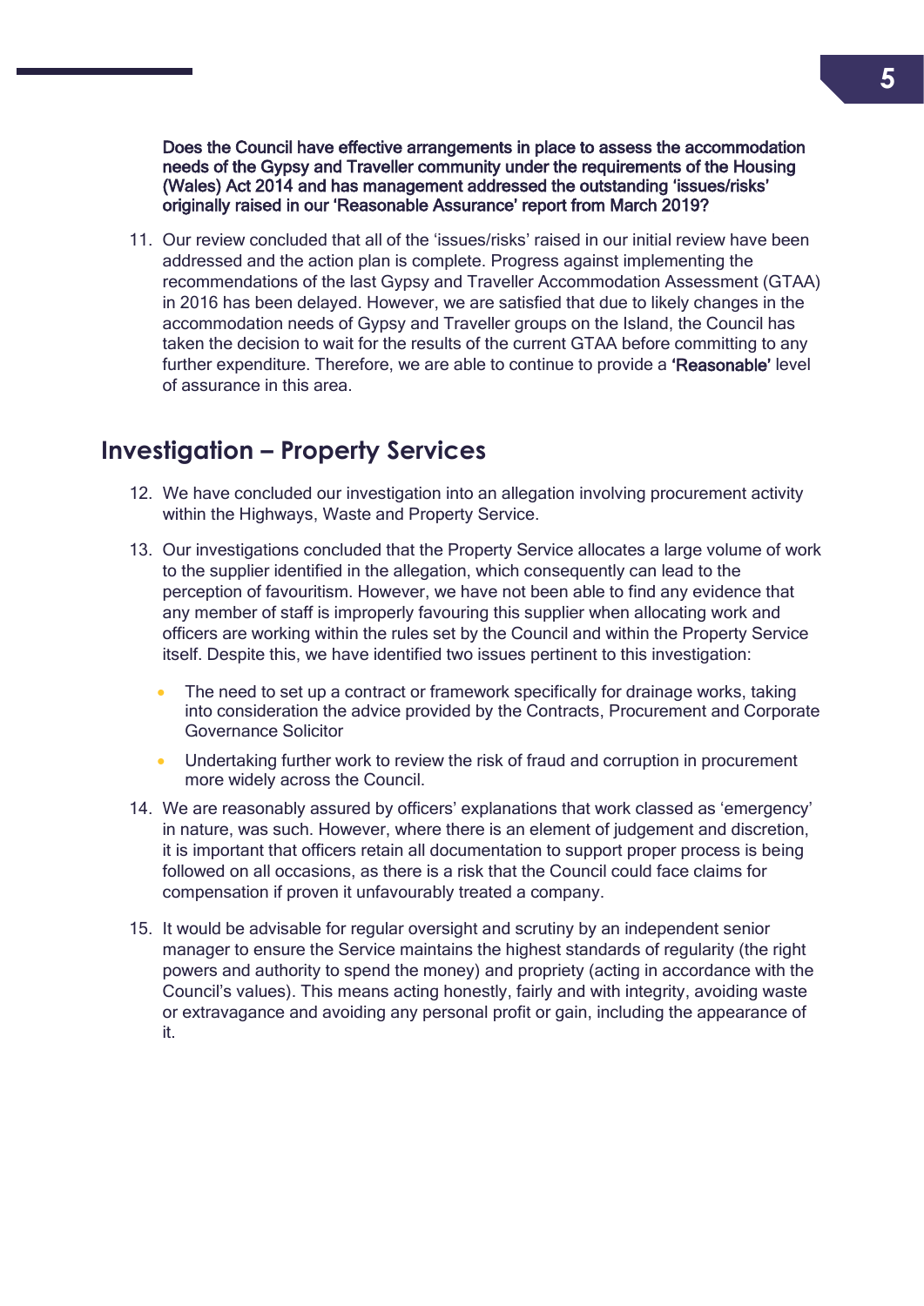**Does the Council have effective arrangements in place to assess the accommodation needs of the Gypsy and Traveller community under the requirements of the Housing (Wales) Act 2014 and has management addressed the outstanding 'issues/risks' originally raised in our 'Reasonable Assurance' report from March 2019?**

11. Our review concluded that all of the 'issues/risks' raised in our initial review have been addressed and the action plan is complete. Progress against implementing the recommendations of the last Gypsy and Traveller Accommodation Assessment (GTAA) in 2016 has been delayed. However, we are satisfied that due to likely changes in the accommodation needs of Gypsy and Traveller groups on the Island, the Council has taken the decision to wait for the results of the current GTAA before committing to any further expenditure. Therefore, we are able to continue to provide a **'Reasonable'** level of assurance in this area.

## Investigation – Property Services

12. We have concluded our investigation into an allegation involving procurement activity within the Highways, Waste and Property Service.

13. Our investigations concluded that the Property Service allocates a large volume of work to the supplier identified in the allegation, which consequently can lead to the perception of favouritism. However, we have not been able to find any evidence that any member of staff is improperly favouring this supplier when allocating work and officers are working within the rules set by the Council and within the Property Service itself. Despite this, we have identified two issues pertinent to this investigation:

    - The need to set up a contract or framework specifically for drainage works, taking into consideration the advice provided by the Contracts, Procurement and Corporate Governance Solicitor
    - Undertaking further work to review the risk of fraud and corruption in procurement more widely across the Council.

14. We are reasonably assured by officers' explanations that work classed as 'emergency' in nature, was such. However, where there is an element of judgement and discretion, it is important that officers retain all documentation to support proper process is being followed on all occasions, as there is a risk that the Council could face claims for compensation if proven it unfavourably treated a company.

15. It would be advisable for regular oversight and scrutiny by an independent senior manager to ensure the Service maintains the highest standards of regularity (the right powers and authority to spend the money) and propriety (acting in accordance with the Council's values). This means acting honestly, fairly and with integrity, avoiding waste or extravagance and avoiding any personal profit or gain, including the appearance of it.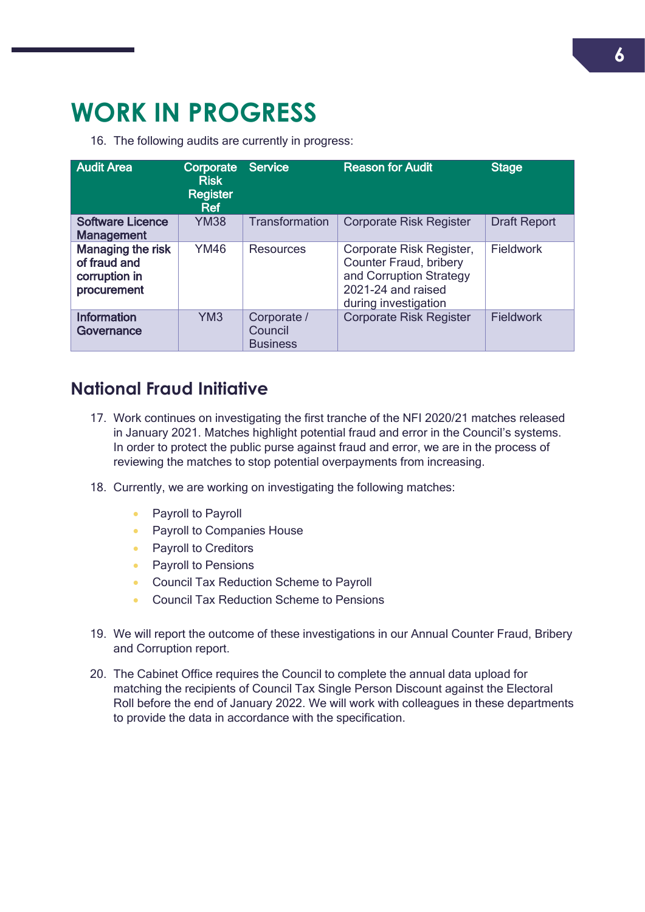# WORK IN PROGRESS

16. The following audits are currently in progress:

| Audit Area | Corporate Risk Register Ref | Service | Reason for Audit | Stage |
|---|---|---|---|---|
| **Software Licence Management** | YM38 | Transformation | Corporate Risk Register | Draft Report |
| **Managing the risk of fraud and corruption in procurement** | YM46 | Resources | Corporate Risk Register, Counter Fraud, bribery and Corruption Strategy 2021-24 and raised during investigation | Fieldwork |
| **Information Governance** | YM3 | Corporate / Council Business | Corporate Risk Register | Fieldwork |

## National Fraud Initiative

17. Work continues on investigating the first tranche of the NFI 2020/21 matches released in January 2021. Matches highlight potential fraud and error in the Council's systems. In order to protect the public purse against fraud and error, we are in the process of reviewing the matches to stop potential overpayments from increasing.

18. Currently, we are working on investigating the following matches:

    - Payroll to Payroll
    - Payroll to Companies House
    - Payroll to Creditors
    - Payroll to Pensions
    - Council Tax Reduction Scheme to Payroll
    - Council Tax Reduction Scheme to Pensions

19. We will report the outcome of these investigations in our Annual Counter Fraud, Bribery and Corruption report.

20. The Cabinet Office requires the Council to complete the annual data upload for matching the recipients of Council Tax Single Person Discount against the Electoral Roll before the end of January 2022. We will work with colleagues in these departments to provide the data in accordance with the specification.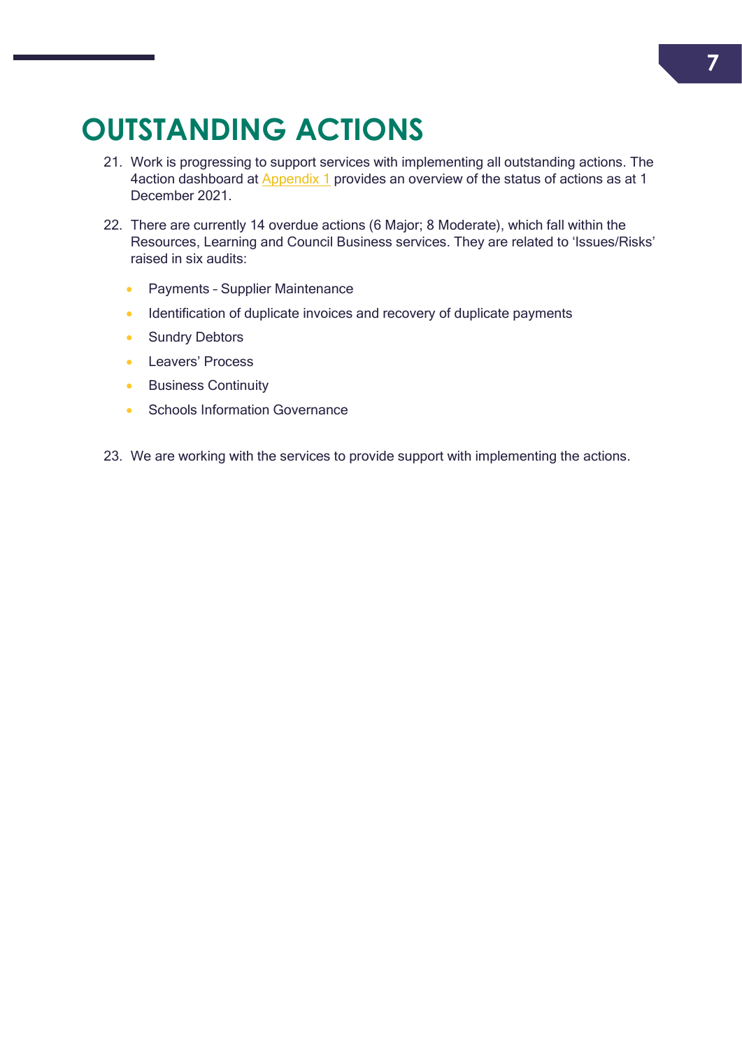# OUTSTANDING ACTIONS

21. Work is progressing to support services with implementing all outstanding actions. The 4action dashboard at Appendix 1 provides an overview of the status of actions as at 1 December 2021.

22. There are currently 14 overdue actions (6 Major; 8 Moderate), which fall within the Resources, Learning and Council Business services. They are related to 'Issues/Risks' raised in six audits:

    - Payments – Supplier Maintenance
    - Identification of duplicate invoices and recovery of duplicate payments
    - Sundry Debtors
    - Leavers' Process
    - Business Continuity
    - Schools Information Governance

23. We are working with the services to provide support with implementing the actions.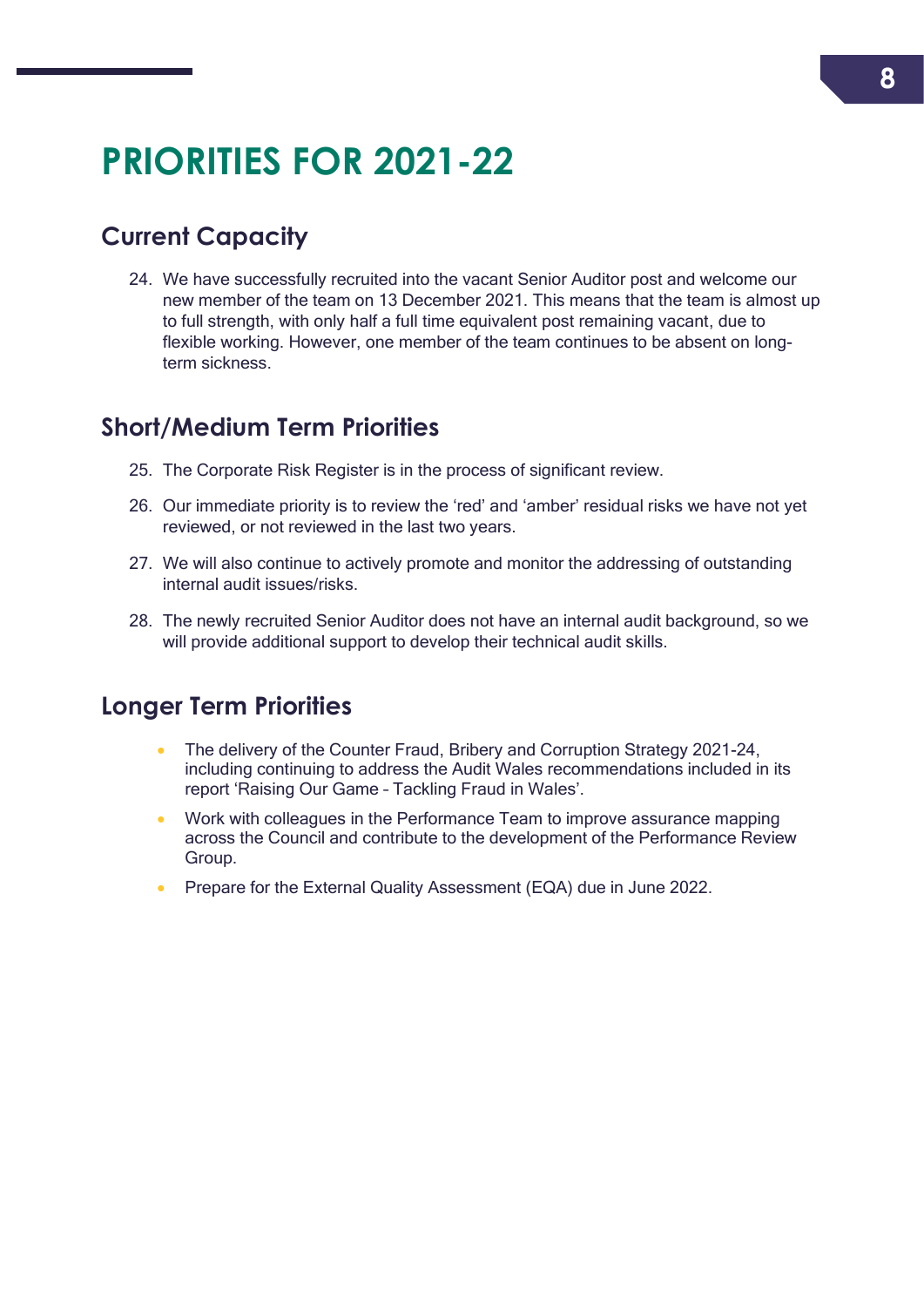# PRIORITIES FOR 2021-22

## Current Capacity

24. We have successfully recruited into the vacant Senior Auditor post and welcome our new member of the team on 13 December 2021. This means that the team is almost up to full strength, with only half a full time equivalent post remaining vacant, due to flexible working. However, one member of the team continues to be absent on long-term sickness.

## Short/Medium Term Priorities

25. The Corporate Risk Register is in the process of significant review.

26. Our immediate priority is to review the 'red' and 'amber' residual risks we have not yet reviewed, or not reviewed in the last two years.

27. We will also continue to actively promote and monitor the addressing of outstanding internal audit issues/risks.

28. The newly recruited Senior Auditor does not have an internal audit background, so we will provide additional support to develop their technical audit skills.

## Longer Term Priorities

- The delivery of the Counter Fraud, Bribery and Corruption Strategy 2021-24, including continuing to address the Audit Wales recommendations included in its report 'Raising Our Game – Tackling Fraud in Wales'.
- Work with colleagues in the Performance Team to improve assurance mapping across the Council and contribute to the development of the Performance Review Group.
- Prepare for the External Quality Assessment (EQA) due in June 2022.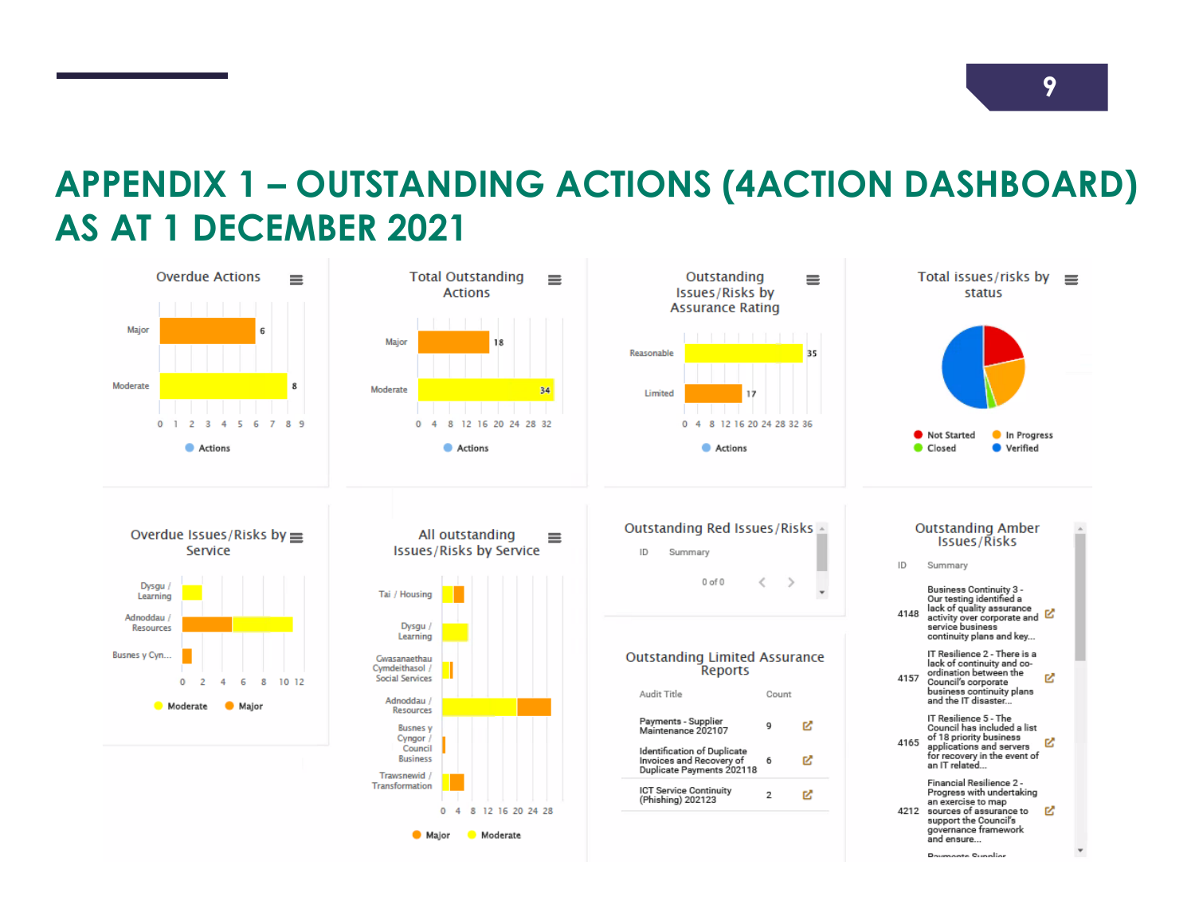# APPENDIX 1 – OUTSTANDING ACTIONS (4ACTION DASHBOARD) AS AT 1 DECEMBER 2021

### Overdue Actions

Major 6
Moderate 8
0 1 2 3 4 5 6 7 8 9
Actions

### Total Outstanding Actions

Major 18
Moderate 34
0 4 8 12 16 20 24 28 32
Actions

### Outstanding Issues/Risks by Assurance Rating

Reasonable 35
Limited 17
0 4 8 12 16 20 24 28 32 36
Actions

### Total issues/risks by status

Not Started
In Progress
Closed
Verified

### Overdue Issues/Risks by Service

Dysgu / Learning
Adnoddau / Resources
Busnes y Cyn...
0 2 4 6 8 10 12
Moderate
Major

### All outstanding Issues/Risks by Service

Tai / Housing
Dysgu / Learning
Gwasanaethau Cymdeithasol / Social Services
Adnoddau / Resources
Busnes y Cyngor / Council Business
Trawsnewid / Transformation
0 4 8 12 16 20 24 28
Major
Moderate

### Outstanding Red Issues/Risks

| ID | Summary |
| --- | --- |

0 of 0

### Outstanding Limited Assurance Reports

| Audit Title | Count |
| --- | --- |
| Payments - Supplier Maintenance 202107 | 9 |
| Identification of Duplicate Invoices and Recovery of Duplicate Payments 202118 | 6 |
| ICT Service Continuity (Phishing) 202123 | 2 |

### Outstanding Amber Issues/Risks

| ID | Summary |
| --- | --- |
| 4148 | Business Continuity 3 - Our testing identified a lack of quality assurance activity over corporate and service business continuity plans and key... |
| 4157 | IT Resilience 2 - There is a lack of continuity and co-ordination between the Council's corporate business continuity plans and the IT disaster... |
| 4165 | IT Resilience 5 - The Council has included a list of 18 priority business applications and servers for recovery in the event of an IT related... |
| 4212 | Financial Resilience 2 - Progress with undertaking an exercise to map sources of assurance to support the Council's governance framework and ensure... |
| | Payments Supplier... |